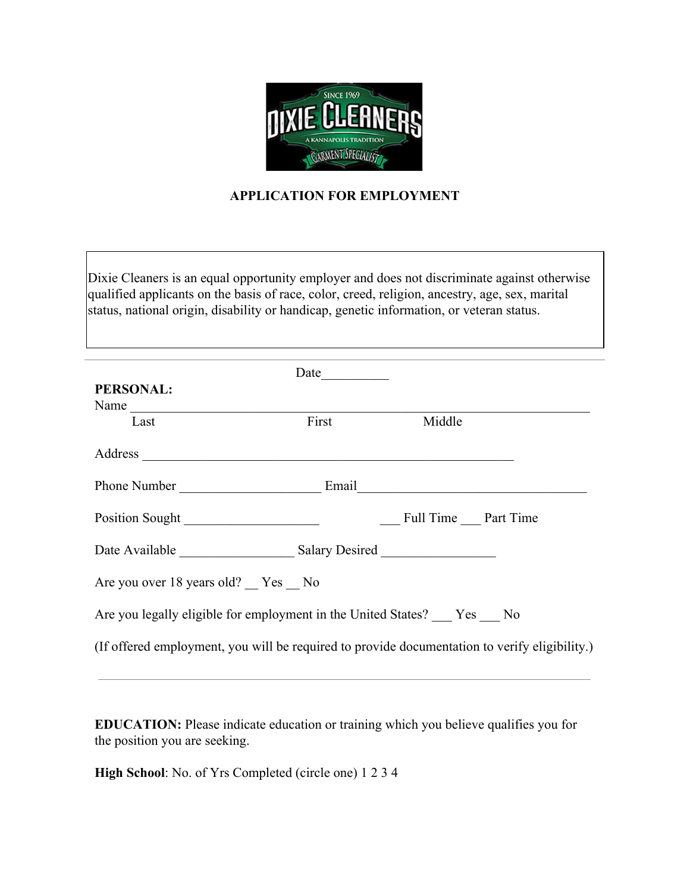# APPLICATION FOR EMPLOYMENT

Dixie Cleaners is an equal opportunity employer and does not discriminate against otherwise qualified applicants on the basis of race, color, creed, religion, ancestry, age, sex, marital status, national origin, disability or handicap, genetic information, or veteran status.

---

Date__________

**PERSONAL:**

Name ______________________________________________________________________

Last First Middle

Address ________________________________________________________

Phone Number _____________________ Email__________________________________

Position Sought ____________________ ___ Full Time ___ Part Time

Date Available _________________ Salary Desired _________________

Are you over 18 years old? __ Yes __ No

Are you legally eligible for employment in the United States? ___ Yes ___ No

(If offered employment, you will be required to provide documentation to verify eligibility.)

---

**EDUCATION:** Please indicate education or training which you believe qualifies you for the position you are seeking.

**High School**: No. of Yrs Completed (circle one) 1 2 3 4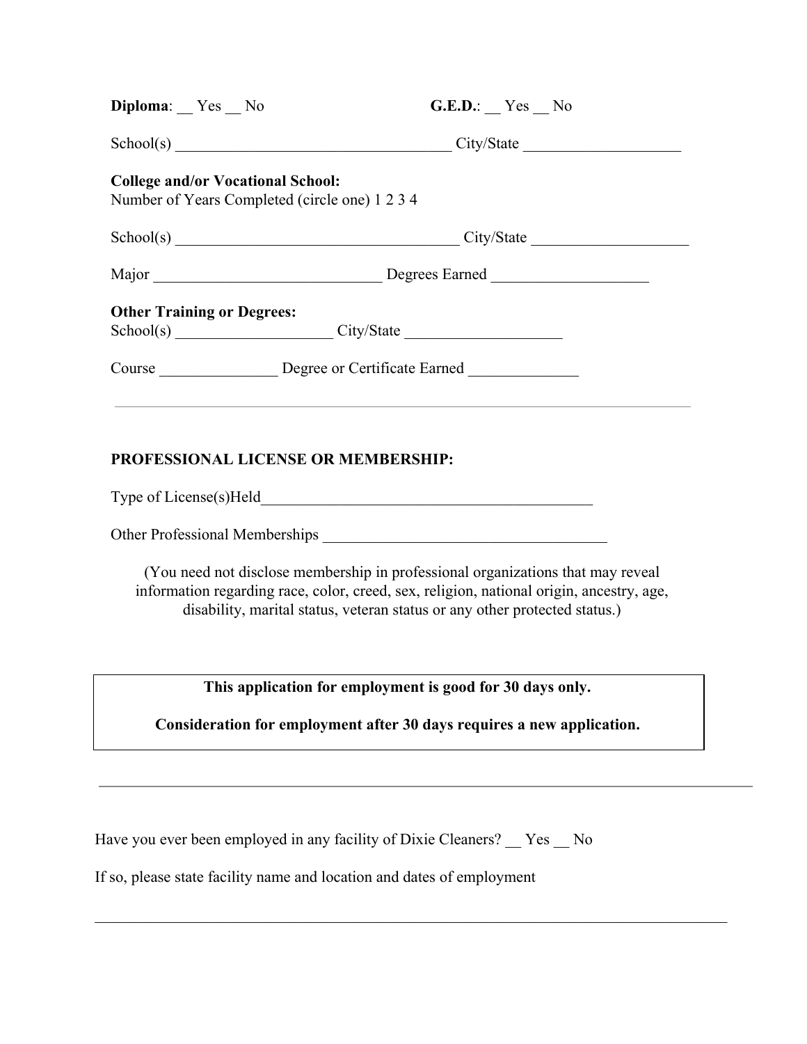**Diploma**: __ Yes __ No **G.E.D.**: __ Yes __ No

School(s) ___________________________________ City/State ____________________

**College and/or Vocational School:**
Number of Years Completed (circle one) 1 2 3 4

School(s) _____________________________________ City/State ____________________

Major _____________________________ Degrees Earned ____________________

**Other Training or Degrees:**
School(s) ____________________ City/State ____________________

Course _______________ Degree or Certificate Earned ______________

---

**PROFESSIONAL LICENSE OR MEMBERSHIP:**

Type of License(s)Held___________________________________________

Other Professional Memberships ____________________________________

(You need not disclose membership in professional organizations that may reveal information regarding race, color, creed, sex, religion, national origin, ancestry, age, disability, marital status, veteran status or any other protected status.)

**This application for employment is good for 30 days only.**

**Consideration for employment after 30 days requires a new application.**

---

Have you ever been employed in any facility of Dixie Cleaners? __ Yes __ No

If so, please state facility name and location and dates of employment

_________________________________________________________________________________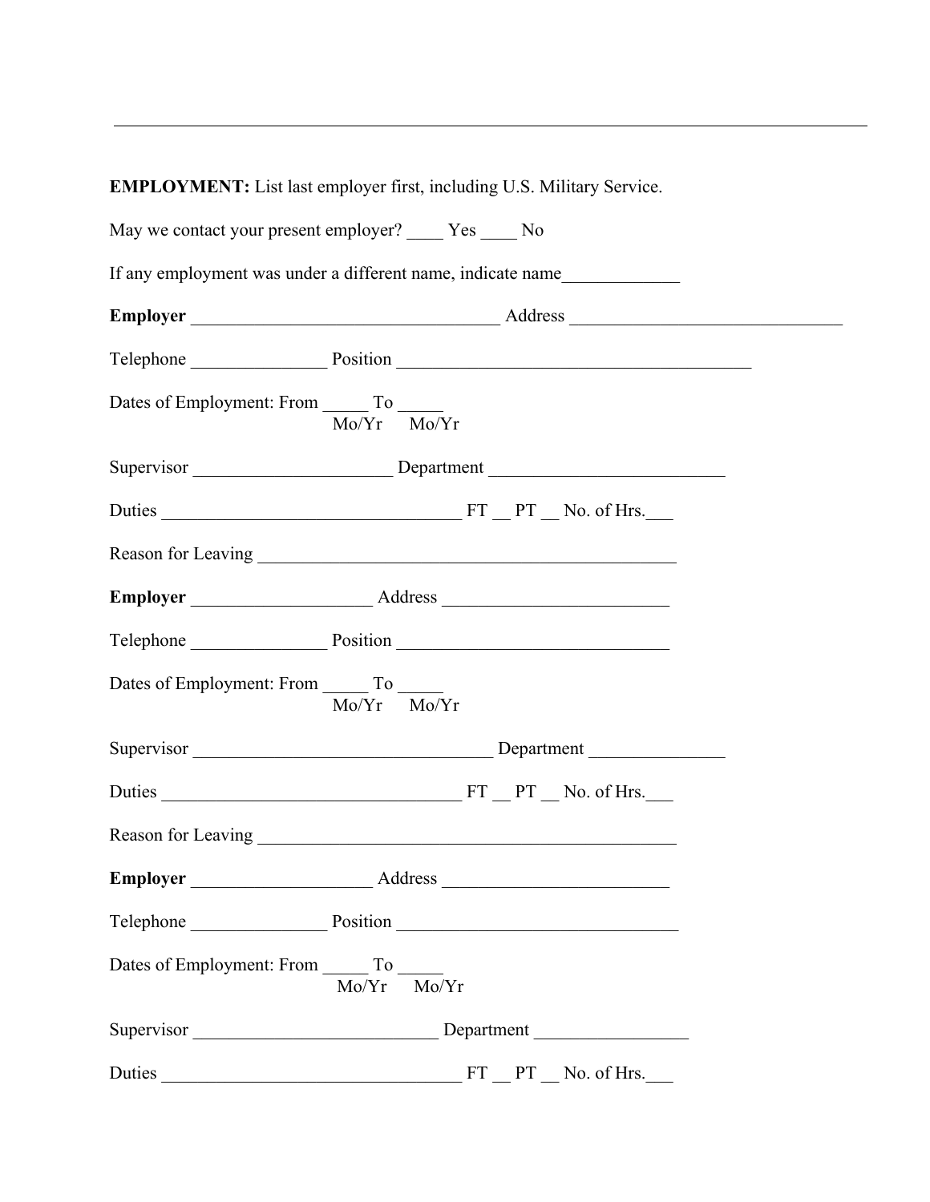---

**EMPLOYMENT:** List last employer first, including U.S. Military Service.

May we contact your present employer? ____ Yes ____ No

If any employment was under a different name, indicate name_____________

**Employer** __________________________________ Address ______________________________

Telephone _______________ Position _______________________________________

Dates of Employment: From _____ To _____
Mo/Yr Mo/Yr

Supervisor ______________________ Department __________________________

Duties _________________________________ FT __ PT __ No. of Hrs.___

Reason for Leaving ______________________________________________

**Employer** ____________________ Address _________________________

Telephone _______________ Position ______________________________

Dates of Employment: From _____ To _____
Mo/Yr Mo/Yr

Supervisor _________________________________ Department _______________

Duties _________________________________ FT __ PT __ No. of Hrs.___

Reason for Leaving ______________________________________________

**Employer** ____________________ Address _________________________

Telephone _______________ Position _______________________________

Dates of Employment: From _____ To _____
Mo/Yr Mo/Yr

Supervisor ___________________________ Department _________________

Duties _________________________________ FT __ PT __ No. of Hrs.___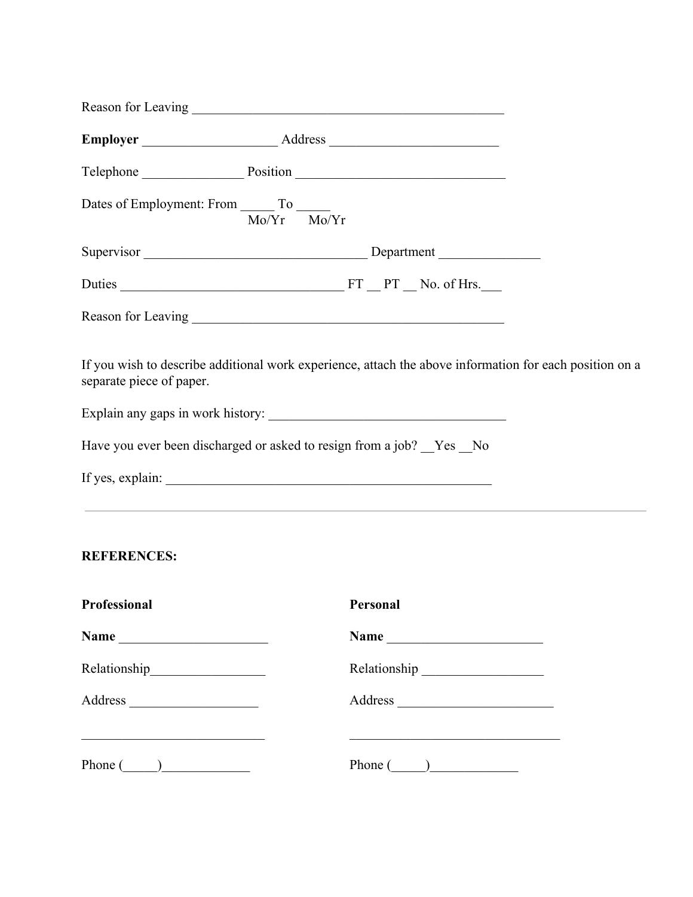Reason for Leaving _______________________________________________

**Employer** ____________________ Address _________________________

Telephone _______________ Position ______________________________

Dates of Employment: From _____ To _____
Mo/Yr Mo/Yr

Supervisor _________________________________ Department _______________

Duties _________________________________ FT __ PT __ No. of Hrs.___

Reason for Leaving _______________________________________________

If you wish to describe additional work experience, attach the above information for each position on a separate piece of paper.

Explain any gaps in work history: ____________________________________

Have you ever been discharged or asked to resign from a job? __Yes __No

If yes, explain: __________________________________________________

---

**REFERENCES:**

**Professional**

**Name** ______________________

Relationship_________________

Address ___________________

____________________________

Phone (_____)_____________

**Personal**

**Name** _______________________

Relationship __________________

Address _______________________

________________________________

Phone (_____)_____________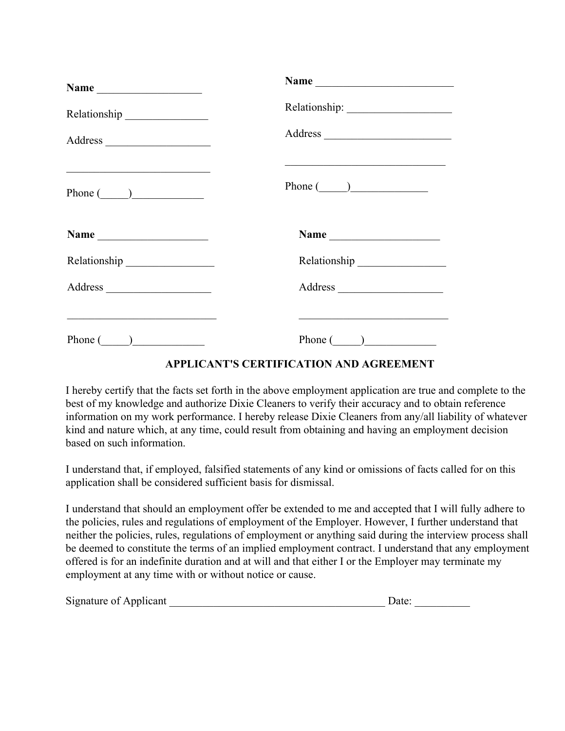**Name** ___________________

Relationship _______________

Address ___________________

___________________________

Phone (_____)_____________

**Name** _________________________

Relationship: ___________________

Address _______________________

_____________________________

Phone (_____)______________

**Name** ____________________

Relationship ________________

Address ___________________

___________________________

Phone (_____)_____________

**Name** ____________________

Relationship ________________

Address ___________________

___________________________

Phone (_____)_____________

**APPLICANT'S CERTIFICATION AND AGREEMENT**

I hereby certify that the facts set forth in the above employment application are true and complete to the best of my knowledge and authorize Dixie Cleaners to verify their accuracy and to obtain reference information on my work performance. I hereby release Dixie Cleaners from any/all liability of whatever kind and nature which, at any time, could result from obtaining and having an employment decision based on such information.

I understand that, if employed, falsified statements of any kind or omissions of facts called for on this application shall be considered sufficient basis for dismissal.

I understand that should an employment offer be extended to me and accepted that I will fully adhere to the policies, rules and regulations of employment of the Employer. However, I further understand that neither the policies, rules, regulations of employment or anything said during the interview process shall be deemed to constitute the terms of an implied employment contract. I understand that any employment offered is for an indefinite duration and at will and that either I or the Employer may terminate my employment at any time with or without notice or cause.

Signature of Applicant _______________________________________ Date: __________